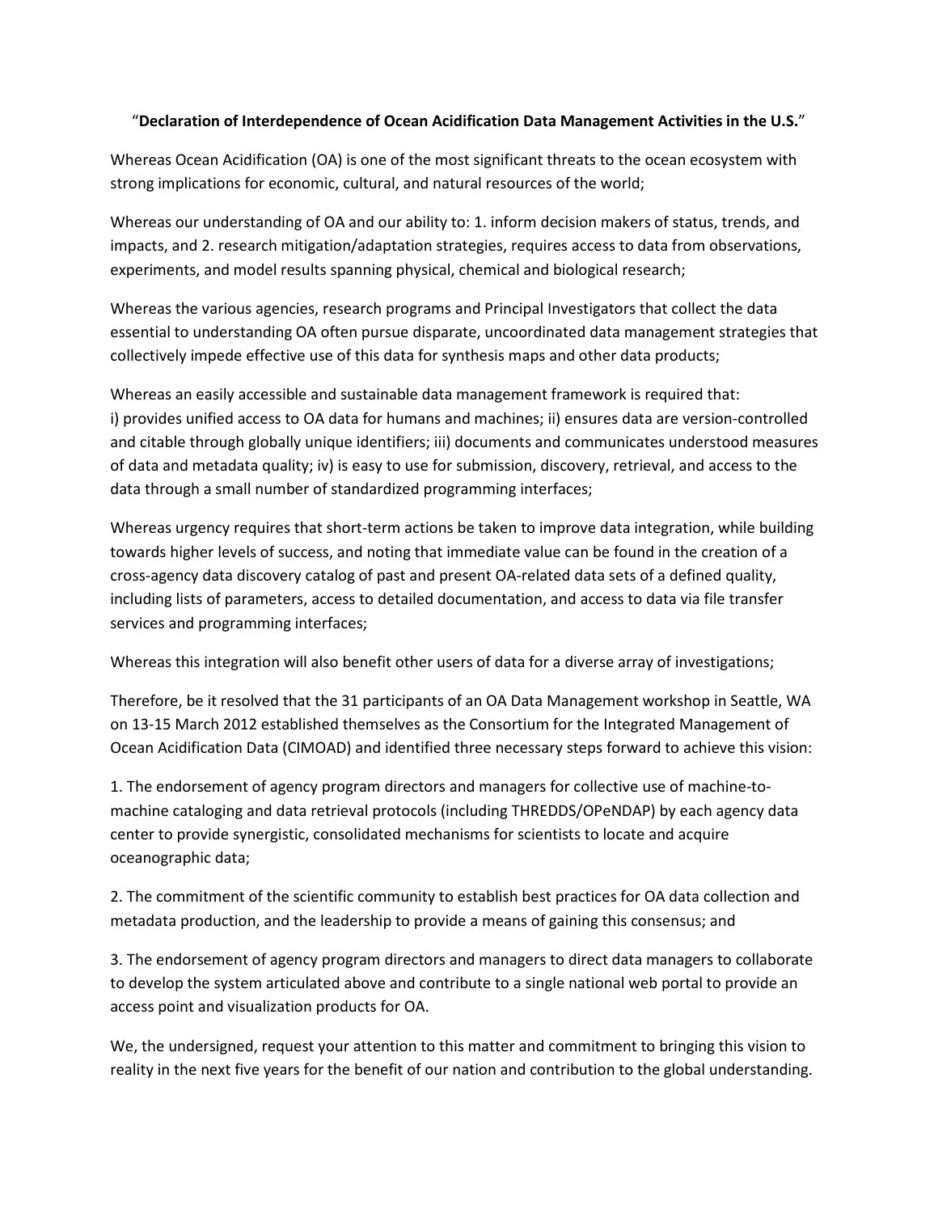"**Declaration of Interdependence of Ocean Acidification Data Management Activities in the U.S.**"

Whereas Ocean Acidification (OA) is one of the most significant threats to the ocean ecosystem with strong implications for economic, cultural, and natural resources of the world;

Whereas our understanding of OA and our ability to: 1. inform decision makers of status, trends, and impacts, and 2. research mitigation/adaptation strategies, requires access to data from observations, experiments, and model results spanning physical, chemical and biological research;

Whereas the various agencies, research programs and Principal Investigators that collect the data essential to understanding OA often pursue disparate, uncoordinated data management strategies that collectively impede effective use of this data for synthesis maps and other data products;

Whereas an easily accessible and sustainable data management framework is required that:
i) provides unified access to OA data for humans and machines; ii) ensures data are version-controlled and citable through globally unique identifiers; iii) documents and communicates understood measures of data and metadata quality; iv) is easy to use for submission, discovery, retrieval, and access to the data through a small number of standardized programming interfaces;

Whereas urgency requires that short-term actions be taken to improve data integration, while building towards higher levels of success, and noting that immediate value can be found in the creation of a cross-agency data discovery catalog of past and present OA-related data sets of a defined quality, including lists of parameters, access to detailed documentation, and access to data via file transfer services and programming interfaces;

Whereas this integration will also benefit other users of data for a diverse array of investigations;

Therefore, be it resolved that the 31 participants of an OA Data Management workshop in Seattle, WA on 13-15 March 2012 established themselves as the Consortium for the Integrated Management of Ocean Acidification Data (CIMOAD) and identified three necessary steps forward to achieve this vision:

1. The endorsement of agency program directors and managers for collective use of machine-to-machine cataloging and data retrieval protocols (including THREDDS/OPeNDAP) by each agency data center to provide synergistic, consolidated mechanisms for scientists to locate and acquire oceanographic data;

2. The commitment of the scientific community to establish best practices for OA data collection and metadata production, and the leadership to provide a means of gaining this consensus; and

3. The endorsement of agency program directors and managers to direct data managers to collaborate to develop the system articulated above and contribute to a single national web portal to provide an access point and visualization products for OA.

We, the undersigned, request your attention to this matter and commitment to bringing this vision to reality in the next five years for the benefit of our nation and contribution to the global understanding.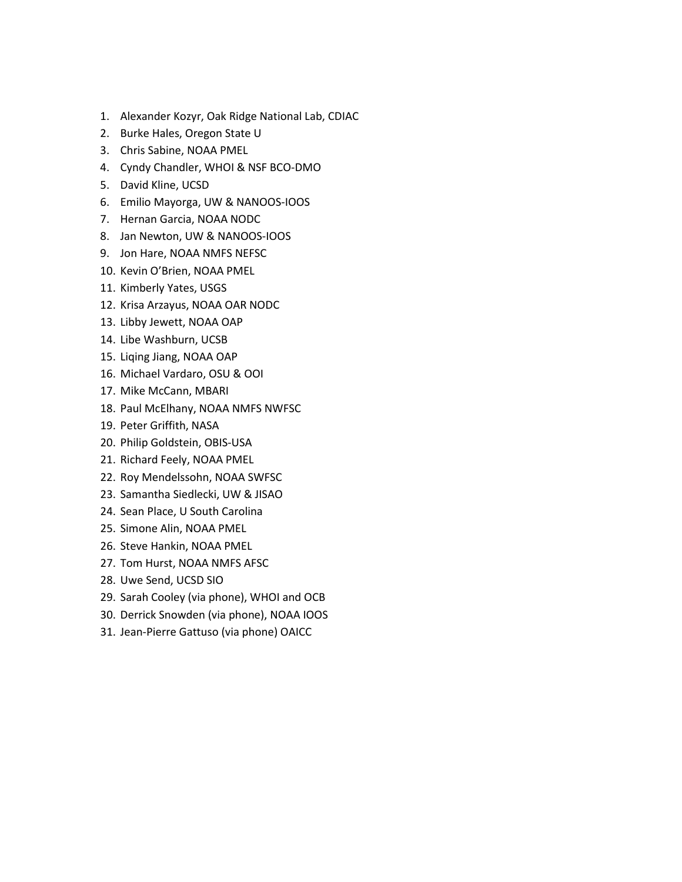1. Alexander Kozyr, Oak Ridge National Lab, CDIAC
2. Burke Hales, Oregon State U
3. Chris Sabine, NOAA PMEL
4. Cyndy Chandler, WHOI & NSF BCO-DMO
5. David Kline, UCSD
6. Emilio Mayorga, UW & NANOOS-IOOS
7. Hernan Garcia, NOAA NODC
8. Jan Newton, UW & NANOOS-IOOS
9. Jon Hare, NOAA NMFS NEFSC
10. Kevin O'Brien, NOAA PMEL
11. Kimberly Yates, USGS
12. Krisa Arzayus, NOAA OAR NODC
13. Libby Jewett, NOAA OAP
14. Libe Washburn, UCSB
15. Liqing Jiang, NOAA OAP
16. Michael Vardaro, OSU & OOI
17. Mike McCann, MBARI
18. Paul McElhany, NOAA NMFS NWFSC
19. Peter Griffith, NASA
20. Philip Goldstein, OBIS-USA
21. Richard Feely, NOAA PMEL
22. Roy Mendelssohn, NOAA SWFSC
23. Samantha Siedlecki, UW & JISAO
24. Sean Place, U South Carolina
25. Simone Alin, NOAA PMEL
26. Steve Hankin, NOAA PMEL
27. Tom Hurst, NOAA NMFS AFSC
28. Uwe Send, UCSD SIO
29. Sarah Cooley (via phone), WHOI and OCB
30. Derrick Snowden (via phone), NOAA IOOS
31. Jean-Pierre Gattuso (via phone) OAICC